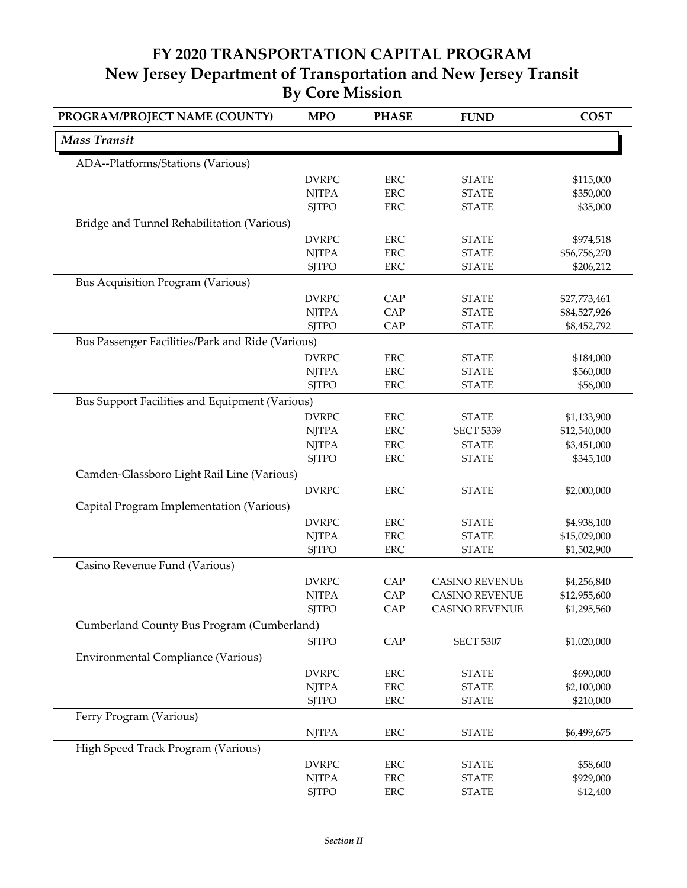# FY 2020 TRANSPORTATION CAPITAL PROGRAM
## New Jersey Department of Transportation and New Jersey Transit
## By Core Mission

| PROGRAM/PROJECT NAME (COUNTY) | MPO | PHASE | FUND | COST |
|---|---|---|---|---|
| ***Mass Transit*** | | | | |
| ADA--Platforms/Stations (Various) | | | | |
| | DVRPC | ERC | STATE | $115,000 |
| | NJTPA | ERC | STATE | $350,000 |
| | SJTPO | ERC | STATE | $35,000 |
| Bridge and Tunnel Rehabilitation (Various) | | | | |
| | DVRPC | ERC | STATE | $974,518 |
| | NJTPA | ERC | STATE | $56,756,270 |
| | SJTPO | ERC | STATE | $206,212 |
| Bus Acquisition Program (Various) | | | | |
| | DVRPC | CAP | STATE | $27,773,461 |
| | NJTPA | CAP | STATE | $84,527,926 |
| | SJTPO | CAP | STATE | $8,452,792 |
| Bus Passenger Facilities/Park and Ride (Various) | | | | |
| | DVRPC | ERC | STATE | $184,000 |
| | NJTPA | ERC | STATE | $560,000 |
| | SJTPO | ERC | STATE | $56,000 |
| Bus Support Facilities and Equipment (Various) | | | | |
| | DVRPC | ERC | STATE | $1,133,900 |
| | NJTPA | ERC | SECT 5339 | $12,540,000 |
| | NJTPA | ERC | STATE | $3,451,000 |
| | SJTPO | ERC | STATE | $345,100 |
| Camden-Glassboro Light Rail Line (Various) | | | | |
| | DVRPC | ERC | STATE | $2,000,000 |
| Capital Program Implementation (Various) | | | | |
| | DVRPC | ERC | STATE | $4,938,100 |
| | NJTPA | ERC | STATE | $15,029,000 |
| | SJTPO | ERC | STATE | $1,502,900 |
| Casino Revenue Fund (Various) | | | | |
| | DVRPC | CAP | CASINO REVENUE | $4,256,840 |
| | NJTPA | CAP | CASINO REVENUE | $12,955,600 |
| | SJTPO | CAP | CASINO REVENUE | $1,295,560 |
| Cumberland County Bus Program (Cumberland) | | | | |
| | SJTPO | CAP | SECT 5307 | $1,020,000 |
| Environmental Compliance (Various) | | | | |
| | DVRPC | ERC | STATE | $690,000 |
| | NJTPA | ERC | STATE | $2,100,000 |
| | SJTPO | ERC | STATE | $210,000 |
| Ferry Program (Various) | | | | |
| | NJTPA | ERC | STATE | $6,499,675 |
| High Speed Track Program (Various) | | | | |
| | DVRPC | ERC | STATE | $58,600 |
| | NJTPA | ERC | STATE | $929,000 |
| | SJTPO | ERC | STATE | $12,400 |

*Section II*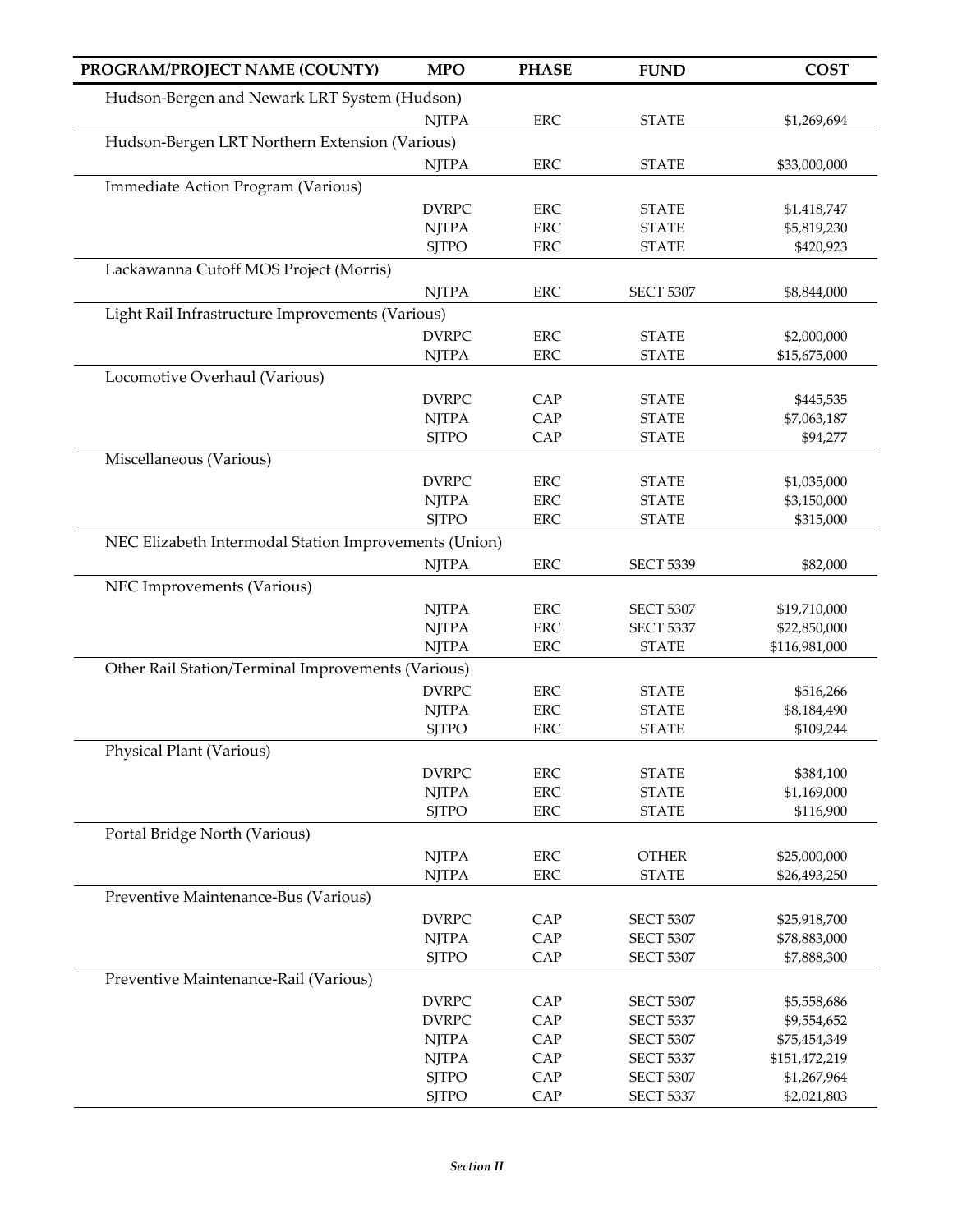| PROGRAM/PROJECT NAME (COUNTY) | MPO | PHASE | FUND | COST |
|---|---|---|---|---|
| Hudson-Bergen and Newark LRT System (Hudson) | | | | |
| | NJTPA | ERC | STATE | $1,269,694 |
| Hudson-Bergen LRT Northern Extension (Various) | | | | |
| | NJTPA | ERC | STATE | $33,000,000 |
| Immediate Action Program (Various) | | | | |
| | DVRPC | ERC | STATE | $1,418,747 |
| | NJTPA | ERC | STATE | $5,819,230 |
| | SJTPO | ERC | STATE | $420,923 |
| Lackawanna Cutoff MOS Project (Morris) | | | | |
| | NJTPA | ERC | SECT 5307 | $8,844,000 |
| Light Rail Infrastructure Improvements (Various) | | | | |
| | DVRPC | ERC | STATE | $2,000,000 |
| | NJTPA | ERC | STATE | $15,675,000 |
| Locomotive Overhaul (Various) | | | | |
| | DVRPC | CAP | STATE | $445,535 |
| | NJTPA | CAP | STATE | $7,063,187 |
| | SJTPO | CAP | STATE | $94,277 |
| Miscellaneous (Various) | | | | |
| | DVRPC | ERC | STATE | $1,035,000 |
| | NJTPA | ERC | STATE | $3,150,000 |
| | SJTPO | ERC | STATE | $315,000 |
| NEC Elizabeth Intermodal Station Improvements (Union) | | | | |
| | NJTPA | ERC | SECT 5339 | $82,000 |
| NEC Improvements (Various) | | | | |
| | NJTPA | ERC | SECT 5307 | $19,710,000 |
| | NJTPA | ERC | SECT 5337 | $22,850,000 |
| | NJTPA | ERC | STATE | $116,981,000 |
| Other Rail Station/Terminal Improvements (Various) | | | | |
| | DVRPC | ERC | STATE | $516,266 |
| | NJTPA | ERC | STATE | $8,184,490 |
| | SJTPO | ERC | STATE | $109,244 |
| Physical Plant (Various) | | | | |
| | DVRPC | ERC | STATE | $384,100 |
| | NJTPA | ERC | STATE | $1,169,000 |
| | SJTPO | ERC | STATE | $116,900 |
| Portal Bridge North (Various) | | | | |
| | NJTPA | ERC | OTHER | $25,000,000 |
| | NJTPA | ERC | STATE | $26,493,250 |
| Preventive Maintenance-Bus (Various) | | | | |
| | DVRPC | CAP | SECT 5307 | $25,918,700 |
| | NJTPA | CAP | SECT 5307 | $78,883,000 |
| | SJTPO | CAP | SECT 5307 | $7,888,300 |
| Preventive Maintenance-Rail (Various) | | | | |
| | DVRPC | CAP | SECT 5307 | $5,558,686 |
| | DVRPC | CAP | SECT 5337 | $9,554,652 |
| | NJTPA | CAP | SECT 5307 | $75,454,349 |
| | NJTPA | CAP | SECT 5337 | $151,472,219 |
| | SJTPO | CAP | SECT 5307 | $1,267,964 |
| | SJTPO | CAP | SECT 5337 | $2,021,803 |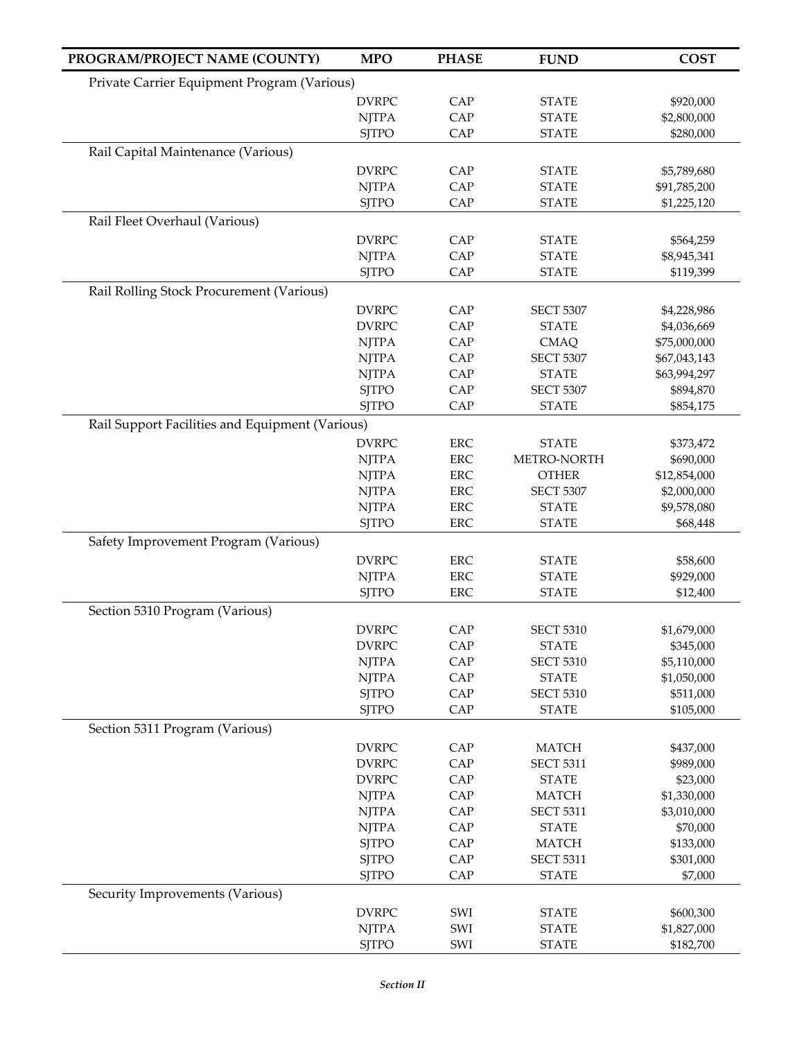| PROGRAM/PROJECT NAME (COUNTY) | MPO | PHASE | FUND | COST |
|---|---|---|---|---|
| Private Carrier Equipment Program (Various) | | | | |
| | DVRPC | CAP | STATE | $920,000 |
| | NJTPA | CAP | STATE | $2,800,000 |
| | SJTPO | CAP | STATE | $280,000 |
| Rail Capital Maintenance (Various) | | | | |
| | DVRPC | CAP | STATE | $5,789,680 |
| | NJTPA | CAP | STATE | $91,785,200 |
| | SJTPO | CAP | STATE | $1,225,120 |
| Rail Fleet Overhaul (Various) | | | | |
| | DVRPC | CAP | STATE | $564,259 |
| | NJTPA | CAP | STATE | $8,945,341 |
| | SJTPO | CAP | STATE | $119,399 |
| Rail Rolling Stock Procurement (Various) | | | | |
| | DVRPC | CAP | SECT 5307 | $4,228,986 |
| | DVRPC | CAP | STATE | $4,036,669 |
| | NJTPA | CAP | CMAQ | $75,000,000 |
| | NJTPA | CAP | SECT 5307 | $67,043,143 |
| | NJTPA | CAP | STATE | $63,994,297 |
| | SJTPO | CAP | SECT 5307 | $894,870 |
| | SJTPO | CAP | STATE | $854,175 |
| Rail Support Facilities and Equipment (Various) | | | | |
| | DVRPC | ERC | STATE | $373,472 |
| | NJTPA | ERC | METRO-NORTH | $690,000 |
| | NJTPA | ERC | OTHER | $12,854,000 |
| | NJTPA | ERC | SECT 5307 | $2,000,000 |
| | NJTPA | ERC | STATE | $9,578,080 |
| | SJTPO | ERC | STATE | $68,448 |
| Safety Improvement Program (Various) | | | | |
| | DVRPC | ERC | STATE | $58,600 |
| | NJTPA | ERC | STATE | $929,000 |
| | SJTPO | ERC | STATE | $12,400 |
| Section 5310 Program (Various) | | | | |
| | DVRPC | CAP | SECT 5310 | $1,679,000 |
| | DVRPC | CAP | STATE | $345,000 |
| | NJTPA | CAP | SECT 5310 | $5,110,000 |
| | NJTPA | CAP | STATE | $1,050,000 |
| | SJTPO | CAP | SECT 5310 | $511,000 |
| | SJTPO | CAP | STATE | $105,000 |
| Section 5311 Program (Various) | | | | |
| | DVRPC | CAP | MATCH | $437,000 |
| | DVRPC | CAP | SECT 5311 | $989,000 |
| | DVRPC | CAP | STATE | $23,000 |
| | NJTPA | CAP | MATCH | $1,330,000 |
| | NJTPA | CAP | SECT 5311 | $3,010,000 |
| | NJTPA | CAP | STATE | $70,000 |
| | SJTPO | CAP | MATCH | $133,000 |
| | SJTPO | CAP | SECT 5311 | $301,000 |
| | SJTPO | CAP | STATE | $7,000 |
| Security Improvements (Various) | | | | |
| | DVRPC | SWI | STATE | $600,300 |
| | NJTPA | SWI | STATE | $1,827,000 |
| | SJTPO | SWI | STATE | $182,700 |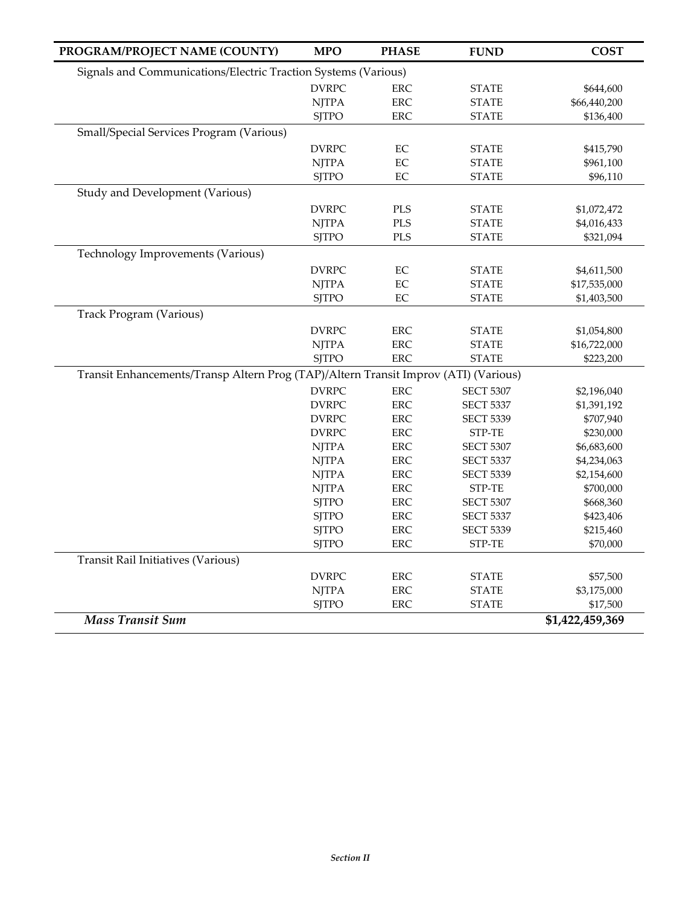| PROGRAM/PROJECT NAME (COUNTY) | MPO | PHASE | FUND | COST |
|---|---|---|---|---|
| Signals and Communications/Electric Traction Systems (Various) | | | | |
| | DVRPC | ERC | STATE | $644,600 |
| | NJTPA | ERC | STATE | $66,440,200 |
| | SJTPO | ERC | STATE | $136,400 |
| Small/Special Services Program (Various) | | | | |
| | DVRPC | EC | STATE | $415,790 |
| | NJTPA | EC | STATE | $961,100 |
| | SJTPO | EC | STATE | $96,110 |
| Study and Development (Various) | | | | |
| | DVRPC | PLS | STATE | $1,072,472 |
| | NJTPA | PLS | STATE | $4,016,433 |
| | SJTPO | PLS | STATE | $321,094 |
| Technology Improvements (Various) | | | | |
| | DVRPC | EC | STATE | $4,611,500 |
| | NJTPA | EC | STATE | $17,535,000 |
| | SJTPO | EC | STATE | $1,403,500 |
| Track Program (Various) | | | | |
| | DVRPC | ERC | STATE | $1,054,800 |
| | NJTPA | ERC | STATE | $16,722,000 |
| | SJTPO | ERC | STATE | $223,200 |
| Transit Enhancements/Transp Altern Prog (TAP)/Altern Transit Improv (ATI) (Various) | | | | |
| | DVRPC | ERC | SECT 5307 | $2,196,040 |
| | DVRPC | ERC | SECT 5337 | $1,391,192 |
| | DVRPC | ERC | SECT 5339 | $707,940 |
| | DVRPC | ERC | STP-TE | $230,000 |
| | NJTPA | ERC | SECT 5307 | $6,683,600 |
| | NJTPA | ERC | SECT 5337 | $4,234,063 |
| | NJTPA | ERC | SECT 5339 | $2,154,600 |
| | NJTPA | ERC | STP-TE | $700,000 |
| | SJTPO | ERC | SECT 5307 | $668,360 |
| | SJTPO | ERC | SECT 5337 | $423,406 |
| | SJTPO | ERC | SECT 5339 | $215,460 |
| | SJTPO | ERC | STP-TE | $70,000 |
| Transit Rail Initiatives (Various) | | | | |
| | DVRPC | ERC | STATE | $57,500 |
| | NJTPA | ERC | STATE | $3,175,000 |
| | SJTPO | ERC | STATE | $17,500 |
| ***Mass Transit Sum*** | | | | **$1,422,459,369** |

*Section II*